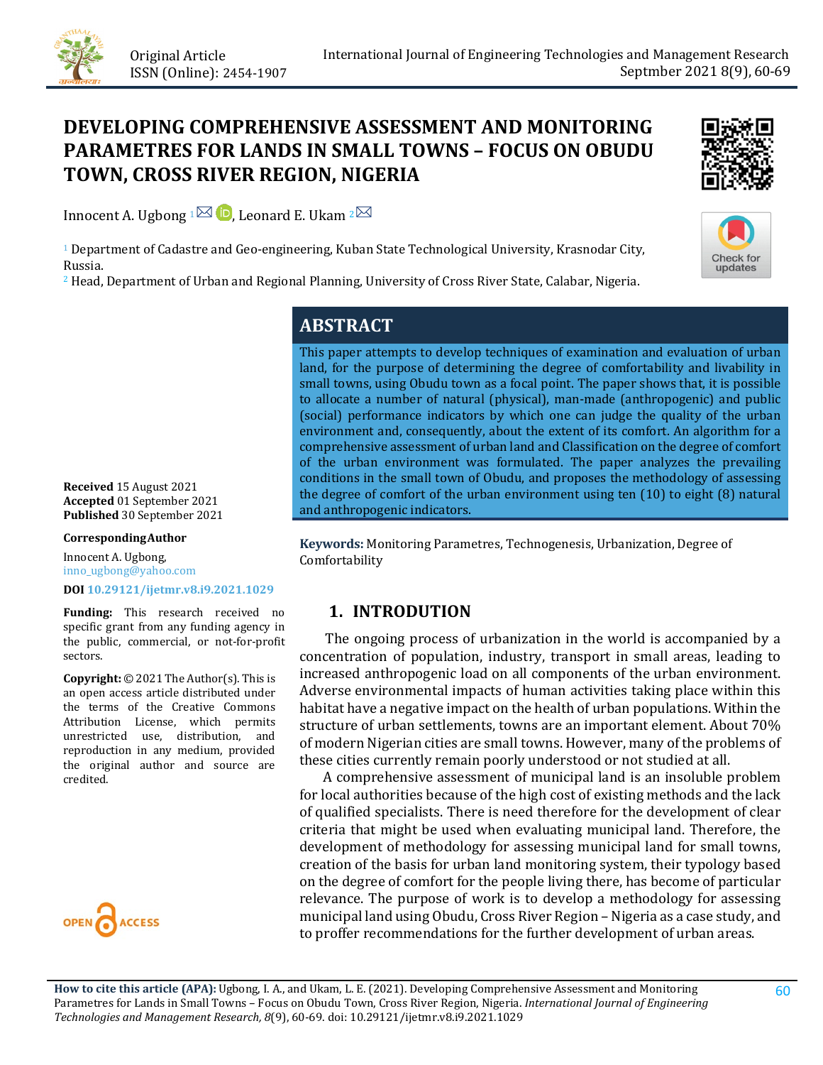Original Article
ISSN (Online): 2454-1907

# DEVELOPING COMPREHENSIVE ASSESSMENT AND MONITORING PARAMETRES FOR LANDS IN SMALL TOWNS – FOCUS ON OBUDU TOWN, CROSS RIVER REGION, NIGERIA

Innocent A. Ugbong [1], Leonard E. Ukam [2]

[1] Department of Cadastre and Geo-engineering, Kuban State Technological University, Krasnodar City, Russia.
[2] Head, Department of Urban and Regional Planning, University of Cross River State, Calabar, Nigeria.

## ABSTRACT

This paper attempts to develop techniques of examination and evaluation of urban land, for the purpose of determining the degree of comfortability and livability in small towns, using Obudu town as a focal point. The paper shows that, it is possible to allocate a number of natural (physical), man-made (anthropogenic) and public (social) performance indicators by which one can judge the quality of the urban environment and, consequently, about the extent of its comfort. An algorithm for a comprehensive assessment of urban land and Classification on the degree of comfort of the urban environment was formulated. The paper analyzes the prevailing conditions in the small town of Obudu, and proposes the methodology of assessing the degree of comfort of the urban environment using ten (10) to eight (8) natural and anthropogenic indicators.

**Keywords:** Monitoring Parametres, Technogenesis, Urbanization, Degree of Comfortability

**Received** 15 August 2021
**Accepted** 01 September 2021
**Published** 30 September 2021

**Corresponding Author**
Innocent A. Ugbong, inno_ugbong@yahoo.com

**DOI** 10.29121/ijetmr.v8.i9.2021.1029

**Funding:** This research received no specific grant from any funding agency in the public, commercial, or not-for-profit sectors.

**Copyright:** © 2021 The Author(s). This is an open access article distributed under the terms of the Creative Commons Attribution License, which permits unrestricted use, distribution, and reproduction in any medium, provided the original author and source are credited.

## 1. INTRODUTION

The ongoing process of urbanization in the world is accompanied by a concentration of population, industry, transport in small areas, leading to increased anthropogenic load on all components of the urban environment. Adverse environmental impacts of human activities taking place within this habitat have a negative impact on the health of urban populations. Within the structure of urban settlements, towns are an important element. About 70% of modern Nigerian cities are small towns. However, many of the problems of these cities currently remain poorly understood or not studied at all.

A comprehensive assessment of municipal land is an insoluble problem for local authorities because of the high cost of existing methods and the lack of qualified specialists. There is need therefore for the development of clear criteria that might be used when evaluating municipal land. Therefore, the development of methodology for assessing municipal land for small towns, creation of the basis for urban land monitoring system, their typology based on the degree of comfort for the people living there, has become of particular relevance. The purpose of work is to develop a methodology for assessing municipal land using Obudu, Cross River Region – Nigeria as a case study, and to proffer recommendations for the further development of urban areas.

**How to cite this article (APA):** Ugbong, I. A., and Ukam, L. E. (2021). Developing Comprehensive Assessment and Monitoring Parametres for Lands in Small Towns – Focus on Obudu Town, Cross River Region, Nigeria. *International Journal of Engineering Technologies and Management Research, 8*(9), 60-69. doi: 10.29121/ijetmr.v8.i9.2021.1029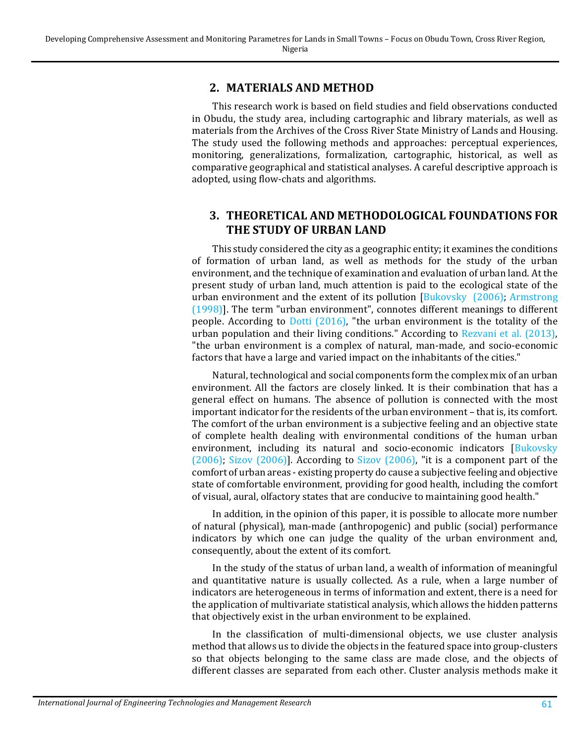## 2. MATERIALS AND METHOD

This research work is based on field studies and field observations conducted in Obudu, the study area, including cartographic and library materials, as well as materials from the Archives of the Cross River State Ministry of Lands and Housing. The study used the following methods and approaches: perceptual experiences, monitoring, generalizations, formalization, cartographic, historical, as well as comparative geographical and statistical analyses. A careful descriptive approach is adopted, using flow-chats and algorithms.

## 3. THEORETICAL AND METHODOLOGICAL FOUNDATIONS FOR THE STUDY OF URBAN LAND

This study considered the city as a geographic entity; it examines the conditions of formation of urban land, as well as methods for the study of the urban environment, and the technique of examination and evaluation of urban land. At the present study of urban land, much attention is paid to the ecological state of the urban environment and the extent of its pollution [Bukovsky (2006); Armstrong (1998)]. The term "urban environment", connotes different meanings to different people. According to Dotti (2016), "the urban environment is the totality of the urban population and their living conditions." According to Rezvani et al. (2013), "the urban environment is a complex of natural, man-made, and socio-economic factors that have a large and varied impact on the inhabitants of the cities."

Natural, technological and social components form the complex mix of an urban environment. All the factors are closely linked. It is their combination that has a general effect on humans. The absence of pollution is connected with the most important indicator for the residents of the urban environment – that is, its comfort. The comfort of the urban environment is a subjective feeling and an objective state of complete health dealing with environmental conditions of the human urban environment, including its natural and socio-economic indicators [Bukovsky (2006); Sizov (2006)]. According to Sizov (2006), "it is a component part of the comfort of urban areas - existing property do cause a subjective feeling and objective state of comfortable environment, providing for good health, including the comfort of visual, aural, olfactory states that are conducive to maintaining good health."

In addition, in the opinion of this paper, it is possible to allocate more number of natural (physical), man-made (anthropogenic) and public (social) performance indicators by which one can judge the quality of the urban environment and, consequently, about the extent of its comfort.

In the study of the status of urban land, a wealth of information of meaningful and quantitative nature is usually collected. As a rule, when a large number of indicators are heterogeneous in terms of information and extent, there is a need for the application of multivariate statistical analysis, which allows the hidden patterns that objectively exist in the urban environment to be explained.

In the classification of multi-dimensional objects, we use cluster analysis method that allows us to divide the objects in the featured space into group-clusters so that objects belonging to the same class are made close, and the objects of different classes are separated from each other. Cluster analysis methods make it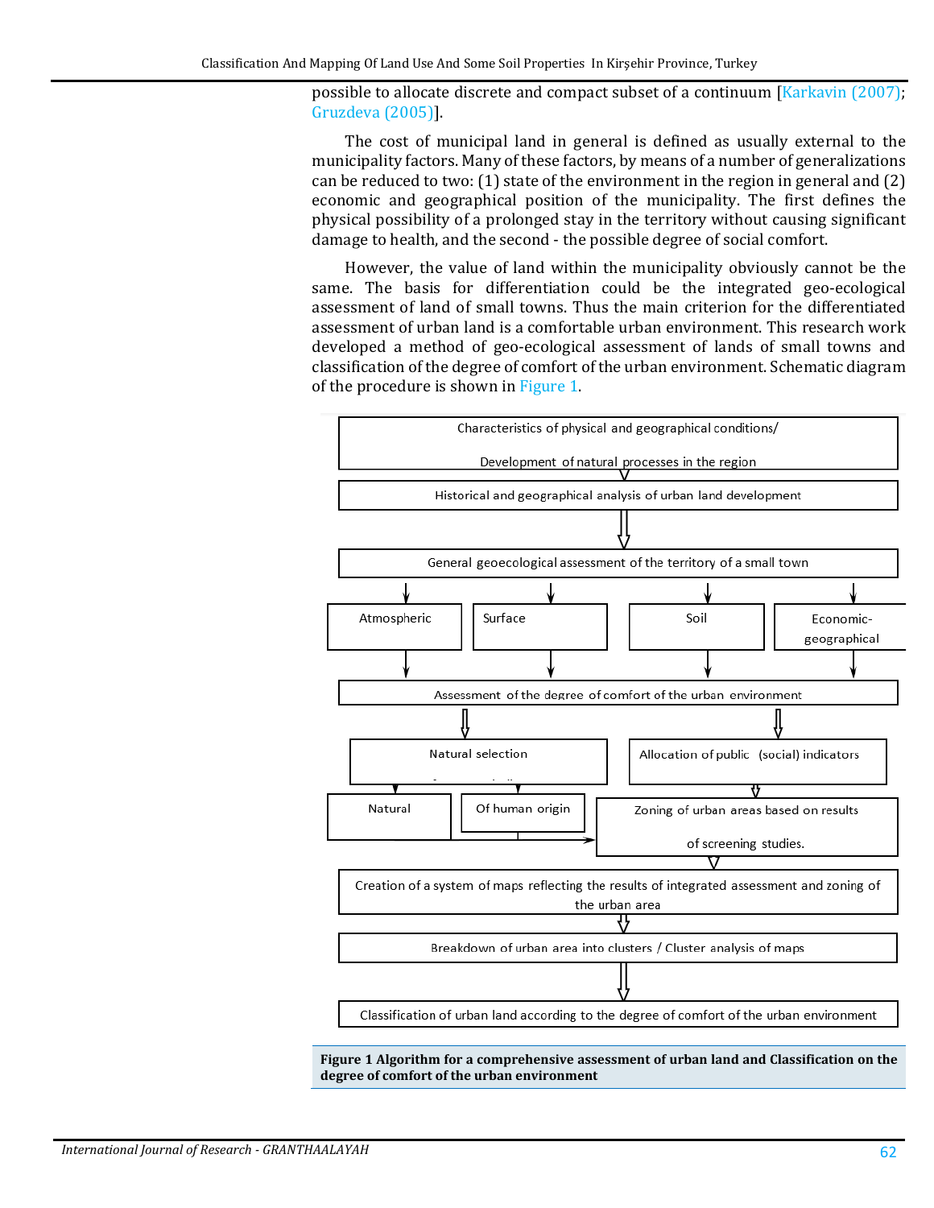possible to allocate discrete and compact subset of a continuum [Karkavin (2007); Gruzdeva (2005)].

The cost of municipal land in general is defined as usually external to the municipality factors. Many of these factors, by means of a number of generalizations can be reduced to two: (1) state of the environment in the region in general and (2) economic and geographical position of the municipality. The first defines the physical possibility of a prolonged stay in the territory without causing significant damage to health, and the second - the possible degree of social comfort.

However, the value of land within the municipality obviously cannot be the same. The basis for differentiation could be the integrated geo-ecological assessment of land of small towns. Thus the main criterion for the differentiated assessment of urban land is a comfortable urban environment. This research work developed a method of geo-ecological assessment of lands of small towns and classification of the degree of comfort of the urban environment. Schematic diagram of the procedure is shown in Figure 1.

Characteristics of physical and geographical conditions/

Development of natural processes in the region

Historical and geographical analysis of urban land development

General geoecological assessment of the territory of a small town

Atmospheric

Surface

Soil

Economic-geographical

Assessment of the degree of comfort of the urban environment

Natural selection

Allocation of public (social) indicators

Natural

Of human origin

Zoning of urban areas based on results of screening studies.

Creation of a system of maps reflecting the results of integrated assessment and zoning of the urban area

Breakdown of urban area into clusters / Cluster analysis of maps

Classification of urban land according to the degree of comfort of the urban environment

**Figure 1 Algorithm for a comprehensive assessment of urban land and Classification on the degree of comfort of the urban environment**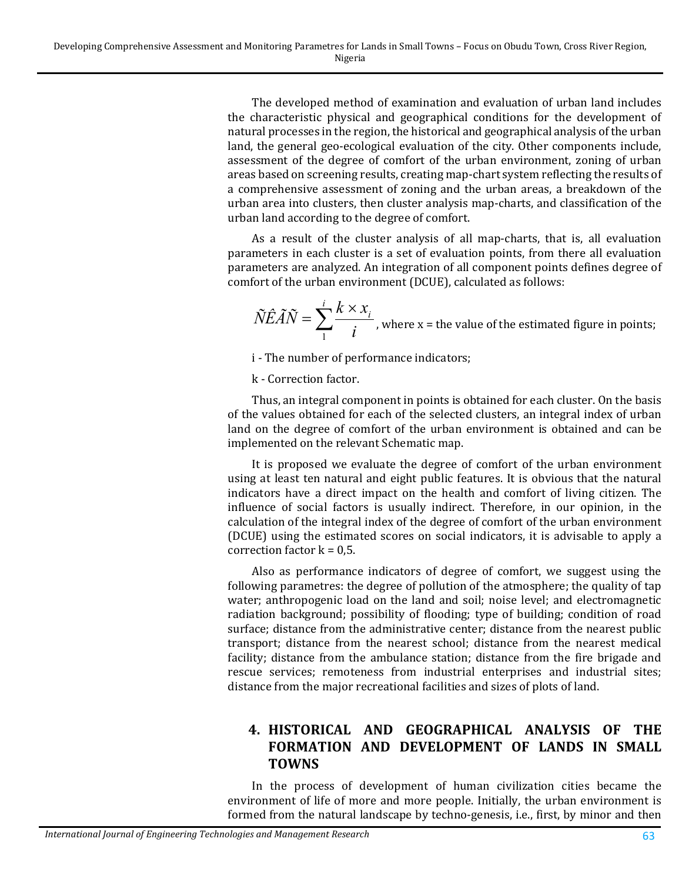The developed method of examination and evaluation of urban land includes the characteristic physical and geographical conditions for the development of natural processes in the region, the historical and geographical analysis of the urban land, the general geo-ecological evaluation of the city. Other components include, assessment of the degree of comfort of the urban environment, zoning of urban areas based on screening results, creating map-chart system reflecting the results of a comprehensive assessment of zoning and the urban areas, a breakdown of the urban area into clusters, then cluster analysis map-charts, and classification of the urban land according to the degree of comfort.

As a result of the cluster analysis of all map-charts, that is, all evaluation parameters in each cluster is a set of evaluation points, from there all evaluation parameters are analyzed. An integration of all component points defines degree of comfort of the urban environment (DCUE), calculated as follows:

$$\tilde{N}\hat{E}\tilde{A}\tilde{N} = \sum_{1}^{i} \frac{k \times x_i}{i}$$ , where x = the value of the estimated figure in points;

i - The number of performance indicators;

k - Correction factor.

Thus, an integral component in points is obtained for each cluster. On the basis of the values obtained for each of the selected clusters, an integral index of urban land on the degree of comfort of the urban environment is obtained and can be implemented on the relevant Schematic map.

It is proposed we evaluate the degree of comfort of the urban environment using at least ten natural and eight public features. It is obvious that the natural indicators have a direct impact on the health and comfort of living citizen. The influence of social factors is usually indirect. Therefore, in our opinion, in the calculation of the integral index of the degree of comfort of the urban environment (DCUE) using the estimated scores on social indicators, it is advisable to apply a correction factor k = 0,5.

Also as performance indicators of degree of comfort, we suggest using the following parametres: the degree of pollution of the atmosphere; the quality of tap water; anthropogenic load on the land and soil; noise level; and electromagnetic radiation background; possibility of flooding; type of building; condition of road surface; distance from the administrative center; distance from the nearest public transport; distance from the nearest school; distance from the nearest medical facility; distance from the ambulance station; distance from the fire brigade and rescue services; remoteness from industrial enterprises and industrial sites; distance from the major recreational facilities and sizes of plots of land.

## 4. HISTORICAL AND GEOGRAPHICAL ANALYSIS OF THE FORMATION AND DEVELOPMENT OF LANDS IN SMALL TOWNS

In the process of development of human civilization cities became the environment of life of more and more people. Initially, the urban environment is formed from the natural landscape by techno-genesis, i.e., first, by minor and then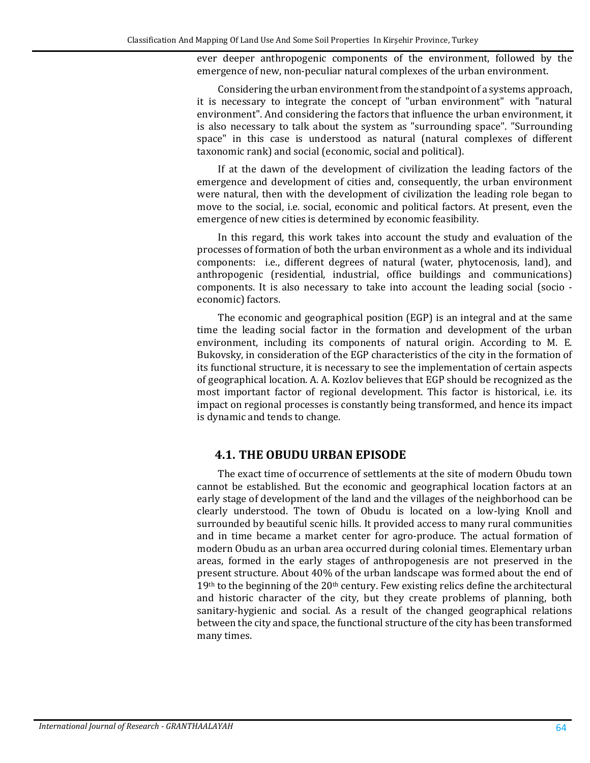ever deeper anthropogenic components of the environment, followed by the emergence of new, non-peculiar natural complexes of the urban environment.

Considering the urban environment from the standpoint of a systems approach, it is necessary to integrate the concept of "urban environment" with "natural environment". And considering the factors that influence the urban environment, it is also necessary to talk about the system as "surrounding space". "Surrounding space" in this case is understood as natural (natural complexes of different taxonomic rank) and social (economic, social and political).

If at the dawn of the development of civilization the leading factors of the emergence and development of cities and, consequently, the urban environment were natural, then with the development of civilization the leading role began to move to the social, i.e. social, economic and political factors. At present, even the emergence of new cities is determined by economic feasibility.

In this regard, this work takes into account the study and evaluation of the processes of formation of both the urban environment as a whole and its individual components: i.e., different degrees of natural (water, phytocenosis, land), and anthropogenic (residential, industrial, office buildings and communications) components. It is also necessary to take into account the leading social (socio - economic) factors.

The economic and geographical position (EGP) is an integral and at the same time the leading social factor in the formation and development of the urban environment, including its components of natural origin. According to M. E. Bukovsky, in consideration of the EGP characteristics of the city in the formation of its functional structure, it is necessary to see the implementation of certain aspects of geographical location. A. A. Kozlov believes that EGP should be recognized as the most important factor of regional development. This factor is historical, i.e. its impact on regional processes is constantly being transformed, and hence its impact is dynamic and tends to change.

## 4.1. THE OBUDU URBAN EPISODE

The exact time of occurrence of settlements at the site of modern Obudu town cannot be established. But the economic and geographical location factors at an early stage of development of the land and the villages of the neighborhood can be clearly understood. The town of Obudu is located on a low-lying Knoll and surrounded by beautiful scenic hills. It provided access to many rural communities and in time became a market center for agro-produce. The actual formation of modern Obudu as an urban area occurred during colonial times. Elementary urban areas, formed in the early stages of anthropogenesis are not preserved in the present structure. About 40% of the urban landscape was formed about the end of 19th to the beginning of the 20th century. Few existing relics define the architectural and historic character of the city, but they create problems of planning, both sanitary-hygienic and social. As a result of the changed geographical relations between the city and space, the functional structure of the city has been transformed many times.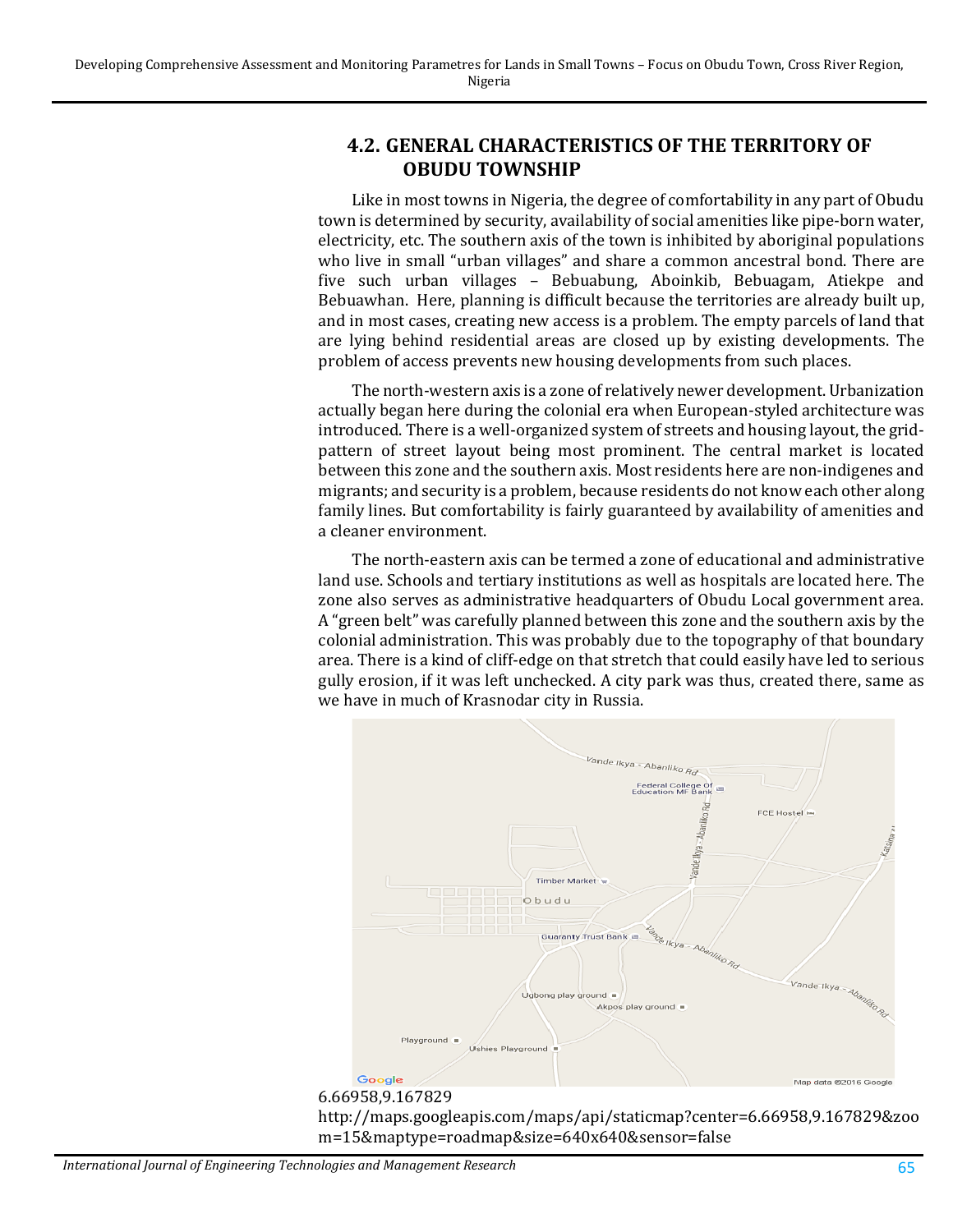## 4.2. GENERAL CHARACTERISTICS OF THE TERRITORY OF OBUDU TOWNSHIP

Like in most towns in Nigeria, the degree of comfortability in any part of Obudu town is determined by security, availability of social amenities like pipe-born water, electricity, etc. The southern axis of the town is inhibited by aboriginal populations who live in small "urban villages" and share a common ancestral bond. There are five such urban villages – Bebuabung, Aboinkib, Bebuagam, Atiekpe and Bebuawhan. Here, planning is difficult because the territories are already built up, and in most cases, creating new access is a problem. The empty parcels of land that are lying behind residential areas are closed up by existing developments. The problem of access prevents new housing developments from such places.

The north-western axis is a zone of relatively newer development. Urbanization actually began here during the colonial era when European-styled architecture was introduced. There is a well-organized system of streets and housing layout, the grid-pattern of street layout being most prominent. The central market is located between this zone and the southern axis. Most residents here are non-indigenes and migrants; and security is a problem, because residents do not know each other along family lines. But comfortability is fairly guaranteed by availability of amenities and a cleaner environment.

The north-eastern axis can be termed a zone of educational and administrative land use. Schools and tertiary institutions as well as hospitals are located here. The zone also serves as administrative headquarters of Obudu Local government area. A "green belt" was carefully planned between this zone and the southern axis by the colonial administration. This was probably due to the topography of that boundary area. There is a kind of cliff-edge on that stretch that could easily have led to serious gully erosion, if it was left unchecked. A city park was thus, created there, same as we have in much of Krasnodar city in Russia.

6.66958,9.167829

http://maps.googleapis.com/maps/api/staticmap?center=6.66958,9.167829&zoom=15&maptype=roadmap&size=640x640&sensor=false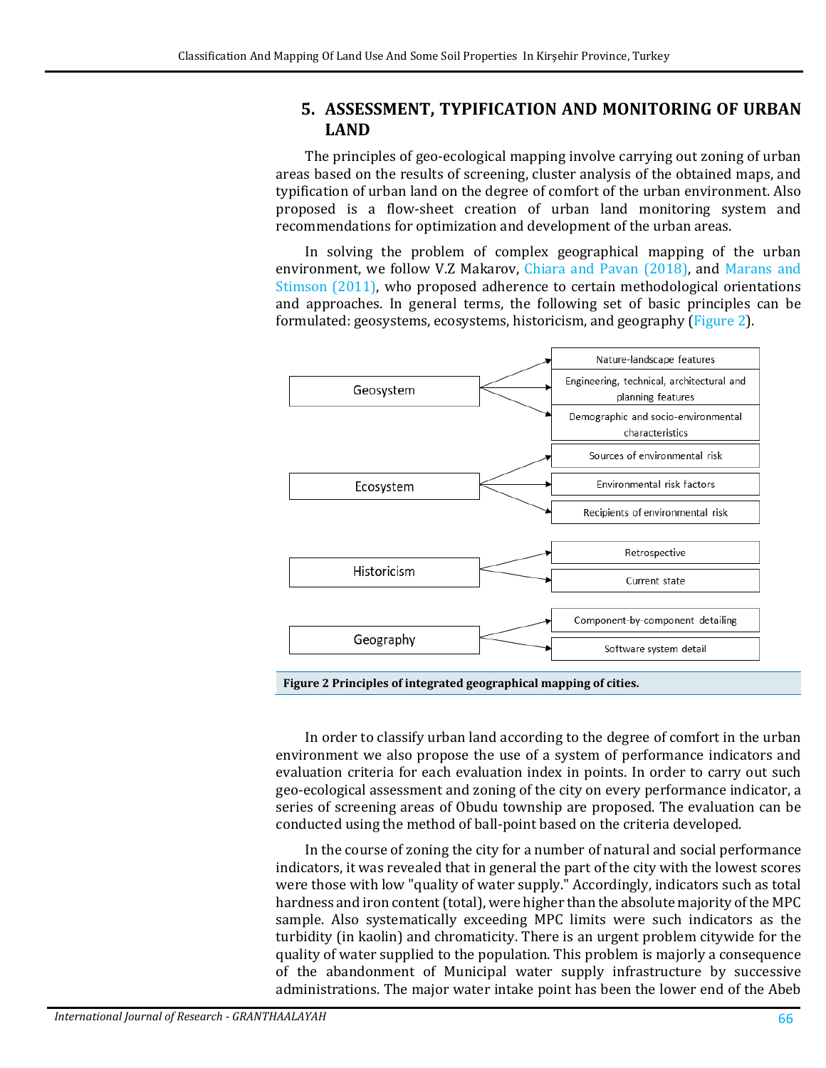## 5. ASSESSMENT, TYPIFICATION AND MONITORING OF URBAN LAND

The principles of geo-ecological mapping involve carrying out zoning of urban areas based on the results of screening, cluster analysis of the obtained maps, and typification of urban land on the degree of comfort of the urban environment. Also proposed is a flow-sheet creation of urban land monitoring system and recommendations for optimization and development of the urban areas.

In solving the problem of complex geographical mapping of the urban environment, we follow V.Z Makarov, Chiara and Pavan (2018), and Marans and Stimson (2011), who proposed adherence to certain methodological orientations and approaches. In general terms, the following set of basic principles can be formulated: geosystems, ecosystems, historicism, and geography (Figure 2).

Geosystem → Nature-landscape features; Engineering, technical, architectural and planning features; Demographic and socio-environmental characteristics

Ecosystem → Sources of environmental risk; Environmental risk factors; Recipients of environmental risk

Historicism → Retrospective; Current state

Geography → Component-by-component detailing; Software system detail

**Figure 2 Principles of integrated geographical mapping of cities.**

In order to classify urban land according to the degree of comfort in the urban environment we also propose the use of a system of performance indicators and evaluation criteria for each evaluation index in points. In order to carry out such geo-ecological assessment and zoning of the city on every performance indicator, a series of screening areas of Obudu township are proposed. The evaluation can be conducted using the method of ball-point based on the criteria developed.

In the course of zoning the city for a number of natural and social performance indicators, it was revealed that in general the part of the city with the lowest scores were those with low "quality of water supply." Accordingly, indicators such as total hardness and iron content (total), were higher than the absolute majority of the MPC sample. Also systematically exceeding MPC limits were such indicators as the turbidity (in kaolin) and chromaticity. There is an urgent problem citywide for the quality of water supplied to the population. This problem is majorly a consequence of the abandonment of Municipal water supply infrastructure by successive administrations. The major water intake point has been the lower end of the Abeb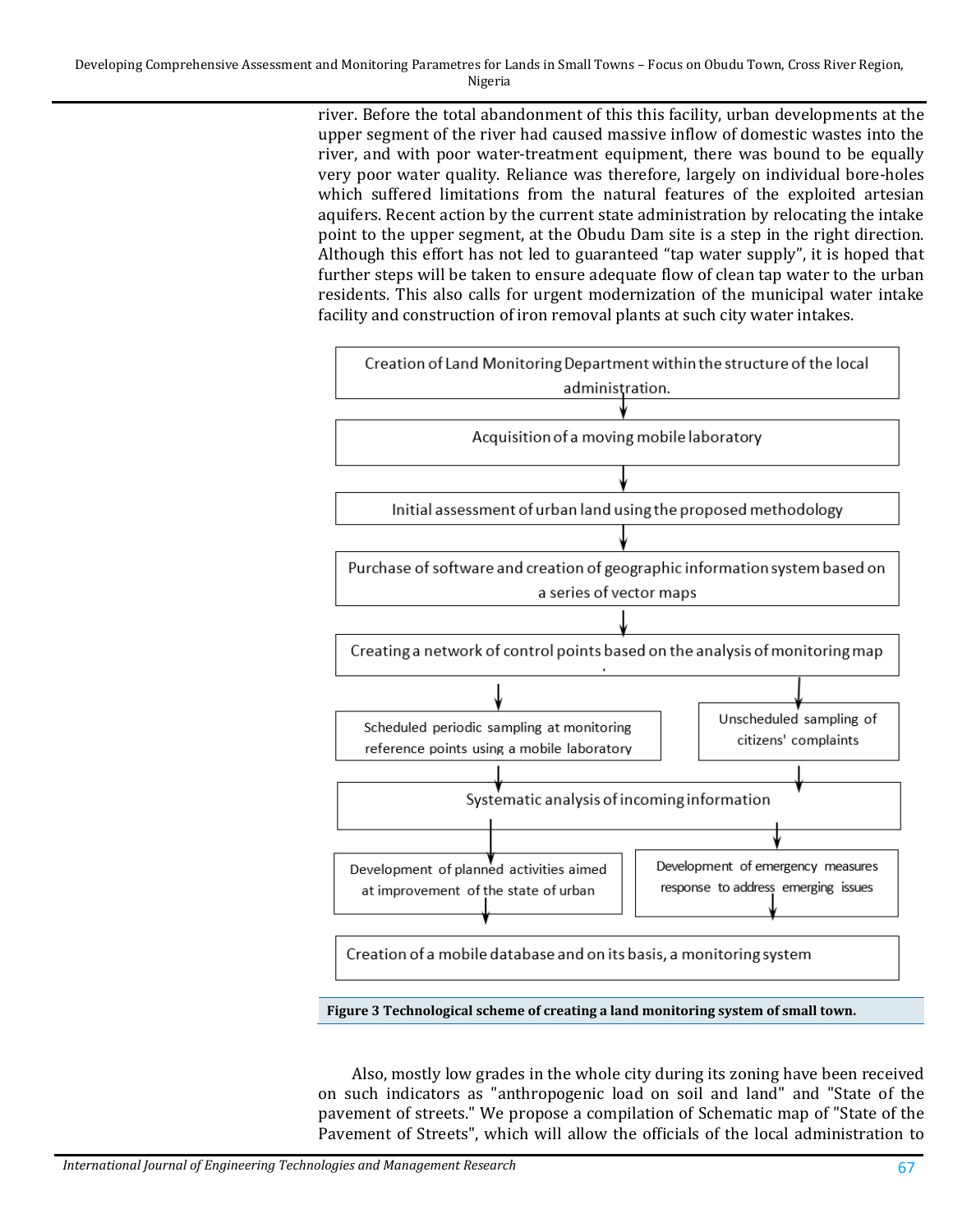river. Before the total abandonment of this this facility, urban developments at the upper segment of the river had caused massive inflow of domestic wastes into the river, and with poor water-treatment equipment, there was bound to be equally very poor water quality. Reliance was therefore, largely on individual bore-holes which suffered limitations from the natural features of the exploited artesian aquifers. Recent action by the current state administration by relocating the intake point to the upper segment, at the Obudu Dam site is a step in the right direction. Although this effort has not led to guaranteed "tap water supply", it is hoped that further steps will be taken to ensure adequate flow of clean tap water to the urban residents. This also calls for urgent modernization of the municipal water intake facility and construction of iron removal plants at such city water intakes.

Creation of Land Monitoring Department within the structure of the local administration.

↓

Acquisition of a moving mobile laboratory

↓

Initial assessment of urban land using the proposed methodology

↓

Purchase of software and creation of geographic information system based on a series of vector maps

↓

Creating a network of control points based on the analysis of monitoring map

↓ ↓

Scheduled periodic sampling at monitoring reference points using a mobile laboratory | Unscheduled sampling of citizens' complaints

↓ ↓

Systematic analysis of incoming information

↓ ↓

Development of planned activities aimed at improvement of the state of urban | Development of emergency measures response to address emerging issues

↓ ↓

Creation of a mobile database and on its basis, a monitoring system

**Figure 3 Technological scheme of creating a land monitoring system of small town.**

Also, mostly low grades in the whole city during its zoning have been received on such indicators as "anthropogenic load on soil and land" and "State of the pavement of streets." We propose a compilation of Schematic map of "State of the Pavement of Streets", which will allow the officials of the local administration to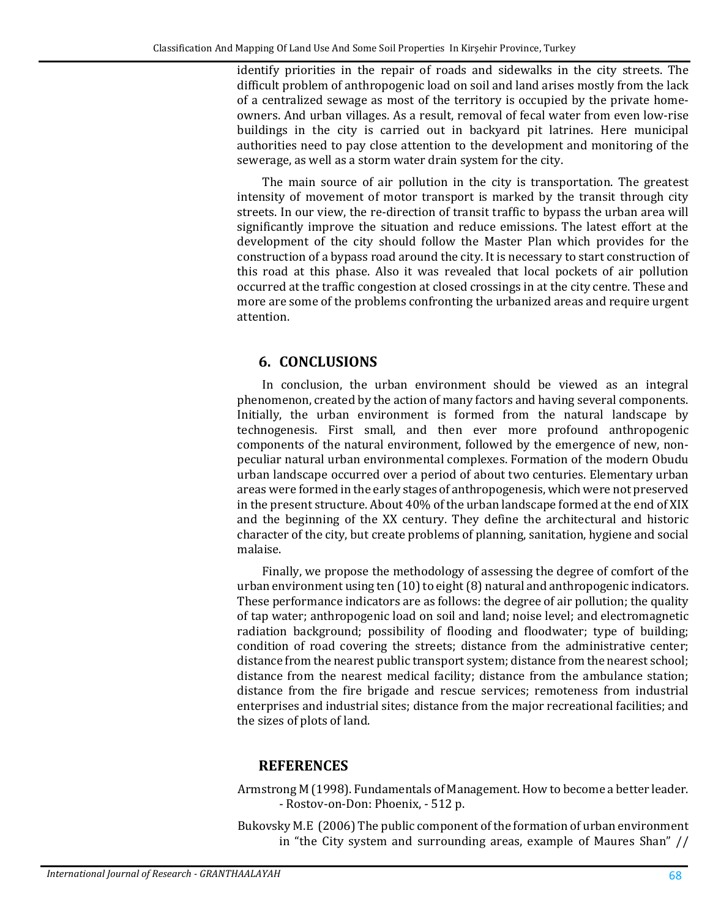identify priorities in the repair of roads and sidewalks in the city streets. The difficult problem of anthropogenic load on soil and land arises mostly from the lack of a centralized sewage as most of the territory is occupied by the private home-owners. And urban villages. As a result, removal of fecal water from even low-rise buildings in the city is carried out in backyard pit latrines. Here municipal authorities need to pay close attention to the development and monitoring of the sewerage, as well as a storm water drain system for the city.

The main source of air pollution in the city is transportation. The greatest intensity of movement of motor transport is marked by the transit through city streets. In our view, the re-direction of transit traffic to bypass the urban area will significantly improve the situation and reduce emissions. The latest effort at the development of the city should follow the Master Plan which provides for the construction of a bypass road around the city. It is necessary to start construction of this road at this phase. Also it was revealed that local pockets of air pollution occurred at the traffic congestion at closed crossings in at the city centre. These and more are some of the problems confronting the urbanized areas and require urgent attention.

## 6. CONCLUSIONS

In conclusion, the urban environment should be viewed as an integral phenomenon, created by the action of many factors and having several components. Initially, the urban environment is formed from the natural landscape by technogenesis. First small, and then ever more profound anthropogenic components of the natural environment, followed by the emergence of new, non-peculiar natural urban environmental complexes. Formation of the modern Obudu urban landscape occurred over a period of about two centuries. Elementary urban areas were formed in the early stages of anthropogenesis, which were not preserved in the present structure. About 40% of the urban landscape formed at the end of XIX and the beginning of the XX century. They define the architectural and historic character of the city, but create problems of planning, sanitation, hygiene and social malaise.

Finally, we propose the methodology of assessing the degree of comfort of the urban environment using ten (10) to eight (8) natural and anthropogenic indicators. These performance indicators are as follows: the degree of air pollution; the quality of tap water; anthropogenic load on soil and land; noise level; and electromagnetic radiation background; possibility of flooding and floodwater; type of building; condition of road covering the streets; distance from the administrative center; distance from the nearest public transport system; distance from the nearest school; distance from the nearest medical facility; distance from the ambulance station; distance from the fire brigade and rescue services; remoteness from industrial enterprises and industrial sites; distance from the major recreational facilities; and the sizes of plots of land.

## REFERENCES

Armstrong M (1998). Fundamentals of Management. How to become a better leader. - Rostov-on-Don: Phoenix, - 512 p.

Bukovsky M.E (2006) The public component of the formation of urban environment in "the City system and surrounding areas, example of Maures Shan" //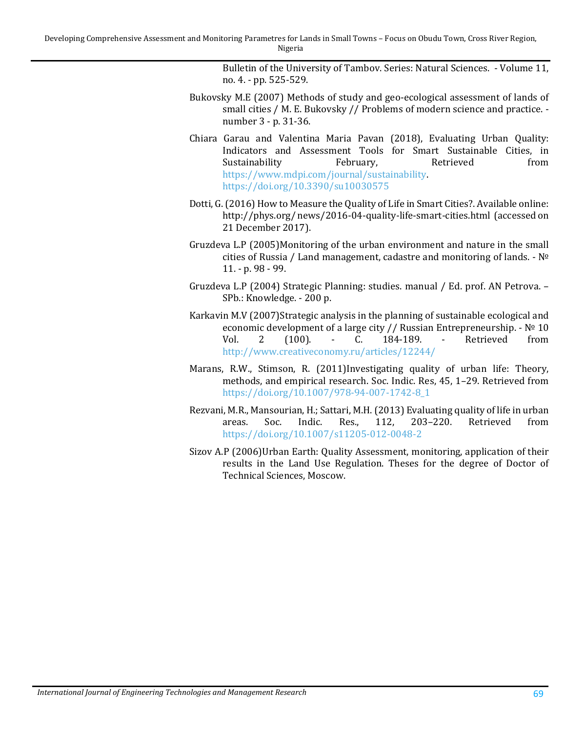Bulletin of the University of Tambov. Series: Natural Sciences. - Volume 11, no. 4. - pp. 525-529.

Bukovsky M.E (2007) Methods of study and geo-ecological assessment of lands of small cities / M. E. Bukovsky // Problems of modern science and practice. - number 3 - p. 31-36.

Chiara Garau and Valentina Maria Pavan (2018), Evaluating Urban Quality: Indicators and Assessment Tools for Smart Sustainable Cities, in Sustainability February, Retrieved from https://www.mdpi.com/journal/sustainability. https://doi.org/10.3390/su10030575

Dotti, G. (2016) How to Measure the Quality of Life in Smart Cities?. Available online: http://phys.org/ news/2016-04-quality-life-smart-cities.html (accessed on 21 December 2017).

Gruzdeva L.P (2005)Monitoring of the urban environment and nature in the small cities of Russia / Land management, cadastre and monitoring of lands. - № 11. - p. 98 - 99.

Gruzdeva L.P (2004) Strategic Planning: studies. manual / Ed. prof. AN Petrova. – SPb.: Knowledge. - 200 p.

Karkavin M.V (2007)Strategic analysis in the planning of sustainable ecological and economic development of a large city // Russian Entrepreneurship. - № 10 Vol. 2 (100). - C. 184-189. - Retrieved from http://www.creativeconomy.ru/articles/12244/

Marans, R.W., Stimson, R. (2011)Investigating quality of urban life: Theory, methods, and empirical research. Soc. Indic. Res, 45, 1–29. Retrieved from https://doi.org/10.1007/978-94-007-1742-8_1

Rezvani, M.R., Mansourian, H.; Sattari, M.H. (2013) Evaluating quality of life in urban areas. Soc. Indic. Res., 112, 203–220. Retrieved from https://doi.org/10.1007/s11205-012-0048-2

Sizov A.P (2006)Urban Earth: Quality Assessment, monitoring, application of their results in the Land Use Regulation. Theses for the degree of Doctor of Technical Sciences, Moscow.